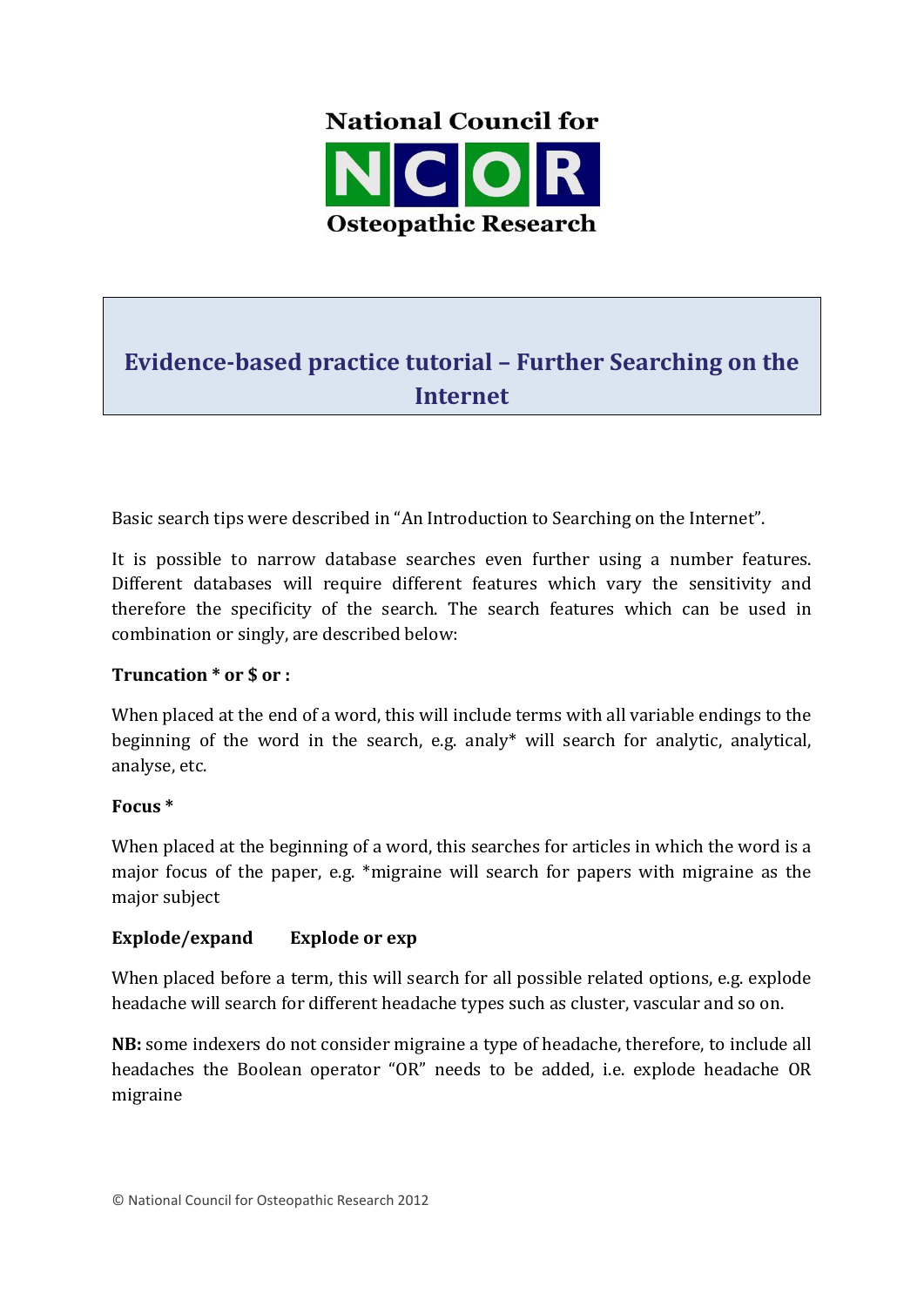National Council for

NCOR

Osteopathic Research

# Evidence-based practice tutorial – Further Searching on the Internet

Basic search tips were described in "An Introduction to Searching on the Internet".

It is possible to narrow database searches even further using a number features. Different databases will require different features which vary the sensitivity and therefore the specificity of the search. The search features which can be used in combination or singly, are described below:

**Truncation * or $ or :**

When placed at the end of a word, this will include terms with all variable endings to the beginning of the word in the search, e.g. analy* will search for analytic, analytical, analyse, etc.

**Focus ***

When placed at the beginning of a word, this searches for articles in which the word is a major focus of the paper, e.g. *migraine will search for papers with migraine as the major subject

**Explode/expand Explode or exp**

When placed before a term, this will search for all possible related options, e.g. explode headache will search for different headache types such as cluster, vascular and so on.

**NB:** some indexers do not consider migraine a type of headache, therefore, to include all headaches the Boolean operator "OR" needs to be added, i.e. explode headache OR migraine

© National Council for Osteopathic Research 2012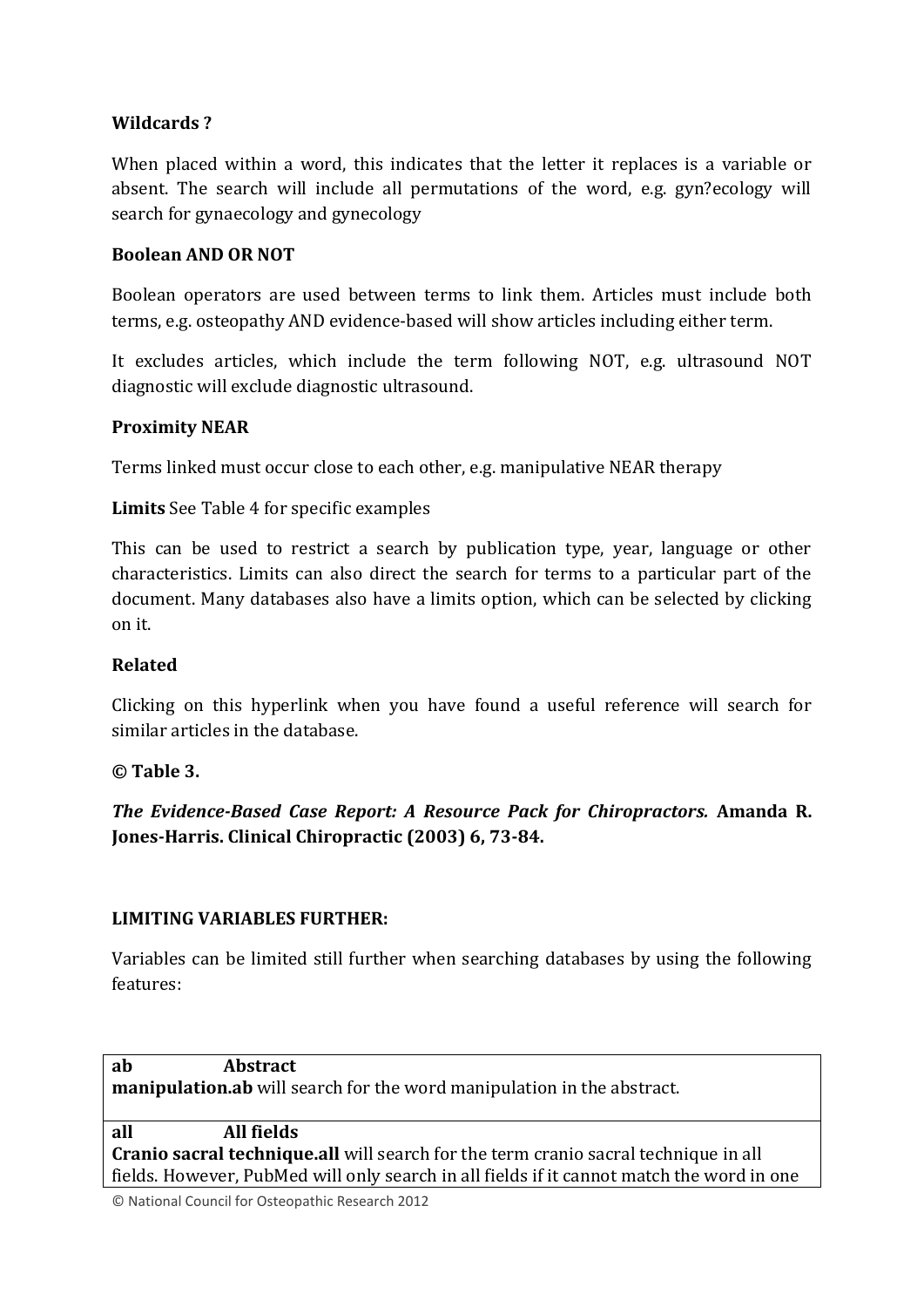**Wildcards ?**

When placed within a word, this indicates that the letter it replaces is a variable or absent. The search will include all permutations of the word, e.g. gyn?ecology will search for gynaecology and gynecology

**Boolean AND OR NOT**

Boolean operators are used between terms to link them. Articles must include both terms, e.g. osteopathy AND evidence-based will show articles including either term.

It excludes articles, which include the term following NOT, e.g. ultrasound NOT diagnostic will exclude diagnostic ultrasound.

**Proximity NEAR**

Terms linked must occur close to each other, e.g. manipulative NEAR therapy

**Limits** See Table 4 for specific examples

This can be used to restrict a search by publication type, year, language or other characteristics. Limits can also direct the search for terms to a particular part of the document. Many databases also have a limits option, which can be selected by clicking on it.

**Related**

Clicking on this hyperlink when you have found a useful reference will search for similar articles in the database.

**© Table 3.**

***The Evidence-Based Case Report: A Resource Pack for Chiropractors.*** **Amanda R. Jones-Harris. Clinical Chiropractic (2003) 6, 73-84.**

**LIMITING VARIABLES FURTHER:**

Variables can be limited still further when searching databases by using the following features:

| **ab** | **Abstract** |
|---|---|
| **manipulation.ab** will search for the word manipulation in the abstract. | |
| **all** | **All fields** |
| **Cranio sacral technique.all** will search for the term cranio sacral technique in all fields. However, PubMed will only search in all fields if it cannot match the word in one | |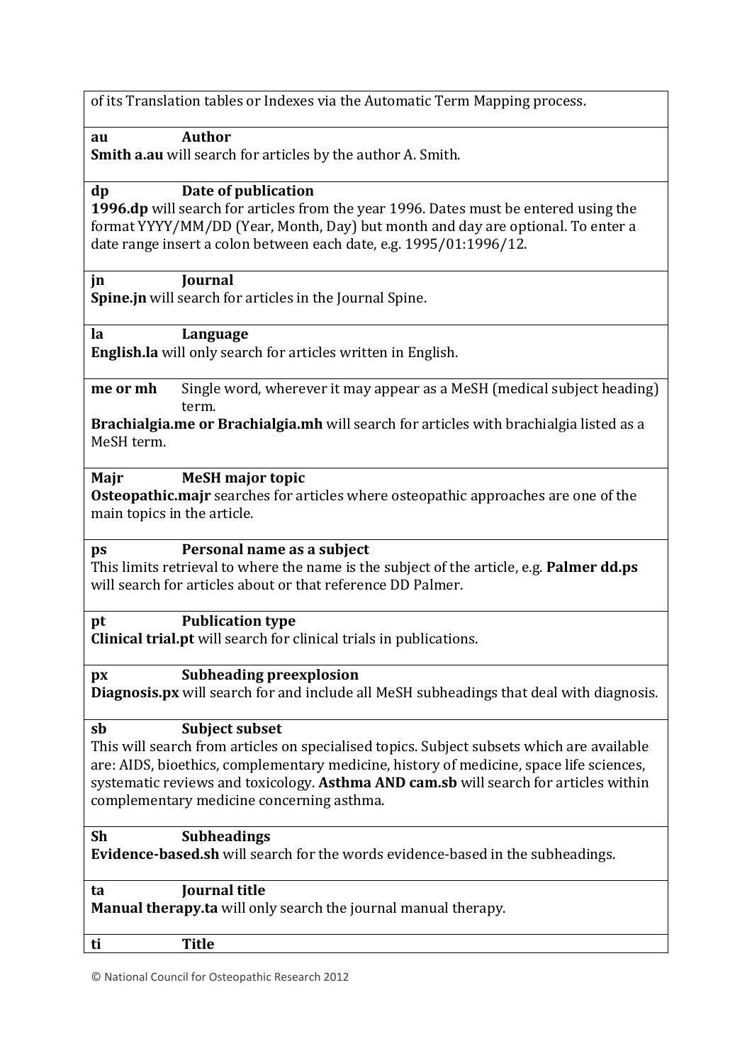| | |
|---|---|
| of its Translation tables or Indexes via the Automatic Term Mapping process. | |
| **au** | **Author**<br>**Smith a.au** will search for articles by the author A. Smith. |
| **dp** | **Date of publication**<br>**1996.dp** will search for articles from the year 1996. Dates must be entered using the format YYYY/MM/DD (Year, Month, Day) but month and day are optional. To enter a date range insert a colon between each date, e.g. 1995/01:1996/12. |
| **jn** | **Journal**<br>**Spine.jn** will search for articles in the Journal Spine. |
| **la** | **Language**<br>**English.la** will only search for articles written in English. |
| **me or mh** | Single word, wherever it may appear as a MeSH (medical subject heading) term.<br>**Brachialgia.me or Brachialgia.mh** will search for articles with brachialgia listed as a MeSH term. |
| **Majr** | **MeSH major topic**<br>**Osteopathic.majr** searches for articles where osteopathic approaches are one of the main topics in the article. |
| **ps** | **Personal name as a subject**<br>This limits retrieval to where the name is the subject of the article, e.g. **Palmer dd.ps** will search for articles about or that reference DD Palmer. |
| **pt** | **Publication type**<br>**Clinical trial.pt** will search for clinical trials in publications. |
| **px** | **Subheading preexplosion**<br>**Diagnosis.px** will search for and include all MeSH subheadings that deal with diagnosis. |
| **sb** | **Subject subset**<br>This will search from articles on specialised topics. Subject subsets which are available are: AIDS, bioethics, complementary medicine, history of medicine, space life sciences, systematic reviews and toxicology. **Asthma AND cam.sb** will search for articles within complementary medicine concerning asthma. |
| **Sh** | **Subheadings**<br>**Evidence-based.sh** will search for the words evidence-based in the subheadings. |
| **ta** | **Journal title**<br>**Manual therapy.ta** will only search the journal manual therapy. |
| **ti** | **Title** |

© National Council for Osteopathic Research 2012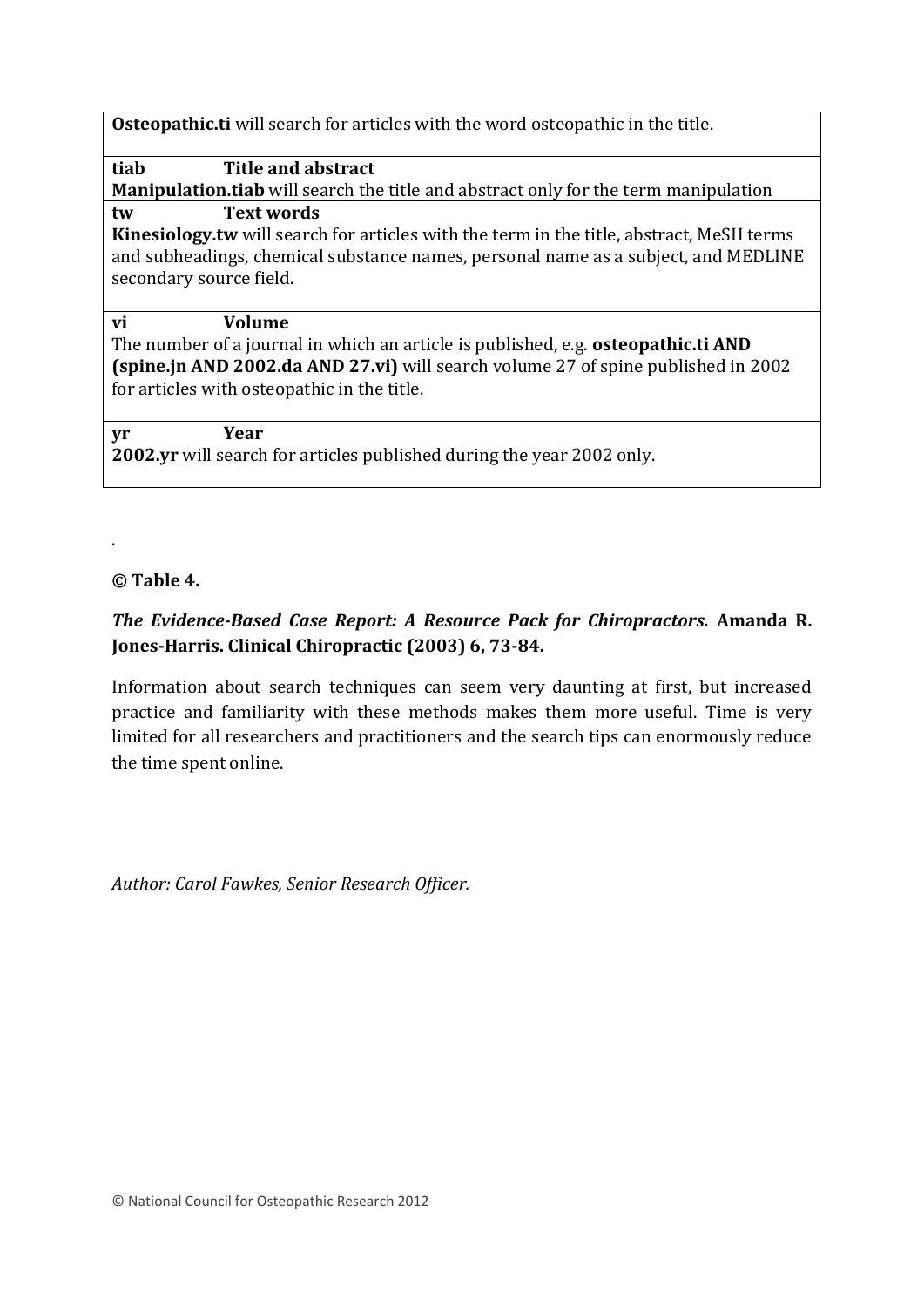| | |
|---|---|
| **Osteopathic.ti** will search for articles with the word osteopathic in the title. | |
| **tiab** | **Title and abstract** |
| **Manipulation.tiab** will search the title and abstract only for the term manipulation | |
| **tw** | **Text words** |
| **Kinesiology.tw** will search for articles with the term in the title, abstract, MeSH terms and subheadings, chemical substance names, personal name as a subject, and MEDLINE secondary source field. | |
| **vi** | **Volume** |
| The number of a journal in which an article is published, e.g. **osteopathic.ti AND (spine.jn AND 2002.da AND 27.vi)** will search volume 27 of spine published in 2002 for articles with osteopathic in the title. | |
| **yr** | **Year** |
| **2002.yr** will search for articles published during the year 2002 only. | |

.

**© Table 4.**

***The Evidence-Based Case Report: A Resource Pack for Chiropractors.*** **Amanda R. Jones-Harris. Clinical Chiropractic (2003) 6, 73-84.**

Information about search techniques can seem very daunting at first, but increased practice and familiarity with these methods makes them more useful. Time is very limited for all researchers and practitioners and the search tips can enormously reduce the time spent online.

*Author: Carol Fawkes, Senior Research Officer.*

© National Council for Osteopathic Research 2012